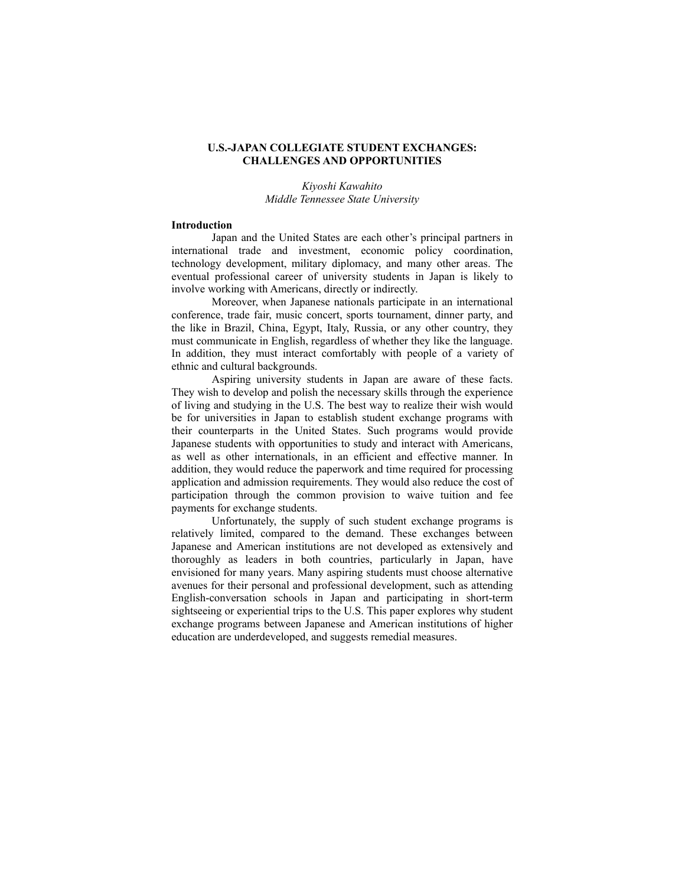# U.S.-JAPAN COLLEGIATE STUDENT EXCHANGES: CHALLENGES AND OPPORTUNITIES

*Kiyoshi Kawahito*
*Middle Tennessee State University*

## Introduction

Japan and the United States are each other's principal partners in international trade and investment, economic policy coordination, technology development, military diplomacy, and many other areas. The eventual professional career of university students in Japan is likely to involve working with Americans, directly or indirectly.

Moreover, when Japanese nationals participate in an international conference, trade fair, music concert, sports tournament, dinner party, and the like in Brazil, China, Egypt, Italy, Russia, or any other country, they must communicate in English, regardless of whether they like the language. In addition, they must interact comfortably with people of a variety of ethnic and cultural backgrounds.

Aspiring university students in Japan are aware of these facts. They wish to develop and polish the necessary skills through the experience of living and studying in the U.S. The best way to realize their wish would be for universities in Japan to establish student exchange programs with their counterparts in the United States. Such programs would provide Japanese students with opportunities to study and interact with Americans, as well as other internationals, in an efficient and effective manner. In addition, they would reduce the paperwork and time required for processing application and admission requirements. They would also reduce the cost of participation through the common provision to waive tuition and fee payments for exchange students.

Unfortunately, the supply of such student exchange programs is relatively limited, compared to the demand. These exchanges between Japanese and American institutions are not developed as extensively and thoroughly as leaders in both countries, particularly in Japan, have envisioned for many years. Many aspiring students must choose alternative avenues for their personal and professional development, such as attending English-conversation schools in Japan and participating in short-term sightseeing or experiential trips to the U.S. This paper explores why student exchange programs between Japanese and American institutions of higher education are underdeveloped, and suggests remedial measures.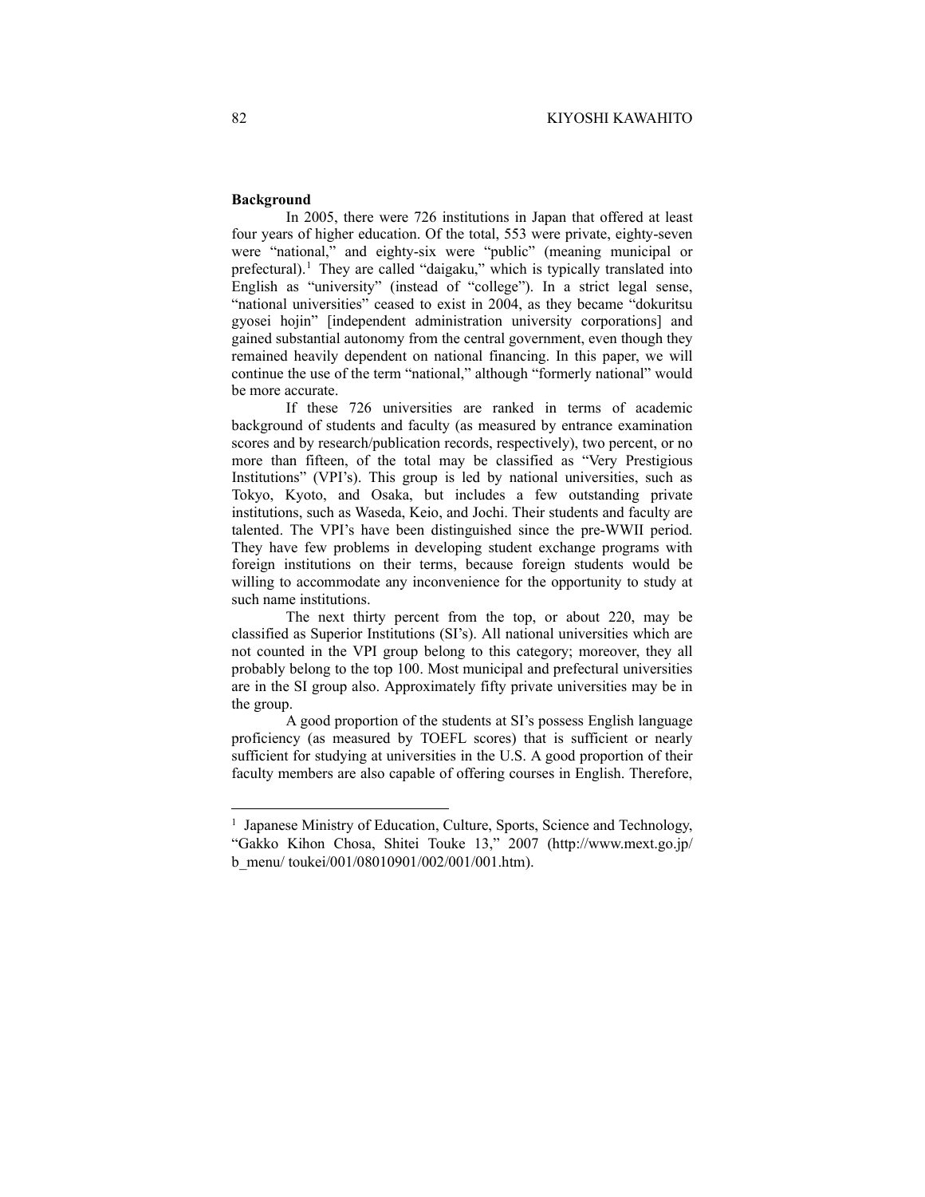**Background**

In 2005, there were 726 institutions in Japan that offered at least four years of higher education. Of the total, 553 were private, eighty-seven were "national," and eighty-six were "public" (meaning municipal or prefectural).[1] They are called "daigaku," which is typically translated into English as "university" (instead of "college"). In a strict legal sense, "national universities" ceased to exist in 2004, as they became "dokuritsu gyosei hojin" [independent administration university corporations] and gained substantial autonomy from the central government, even though they remained heavily dependent on national financing. In this paper, we will continue the use of the term "national," although "formerly national" would be more accurate.

If these 726 universities are ranked in terms of academic background of students and faculty (as measured by entrance examination scores and by research/publication records, respectively), two percent, or no more than fifteen, of the total may be classified as "Very Prestigious Institutions" (VPI's). This group is led by national universities, such as Tokyo, Kyoto, and Osaka, but includes a few outstanding private institutions, such as Waseda, Keio, and Jochi. Their students and faculty are talented. The VPI's have been distinguished since the pre-WWII period. They have few problems in developing student exchange programs with foreign institutions on their terms, because foreign students would be willing to accommodate any inconvenience for the opportunity to study at such name institutions.

The next thirty percent from the top, or about 220, may be classified as Superior Institutions (SI's). All national universities which are not counted in the VPI group belong to this category; moreover, they all probably belong to the top 100. Most municipal and prefectural universities are in the SI group also. Approximately fifty private universities may be in the group.

A good proportion of the students at SI's possess English language proficiency (as measured by TOEFL scores) that is sufficient or nearly sufficient for studying at universities in the U.S. A good proportion of their faculty members are also capable of offering courses in English. Therefore,

---

[1] Japanese Ministry of Education, Culture, Sports, Science and Technology, "Gakko Kihon Chosa, Shitei Touke 13," 2007 (http://www.mext.go.jp/b_menu/ toukei/001/08010901/002/001/001.htm).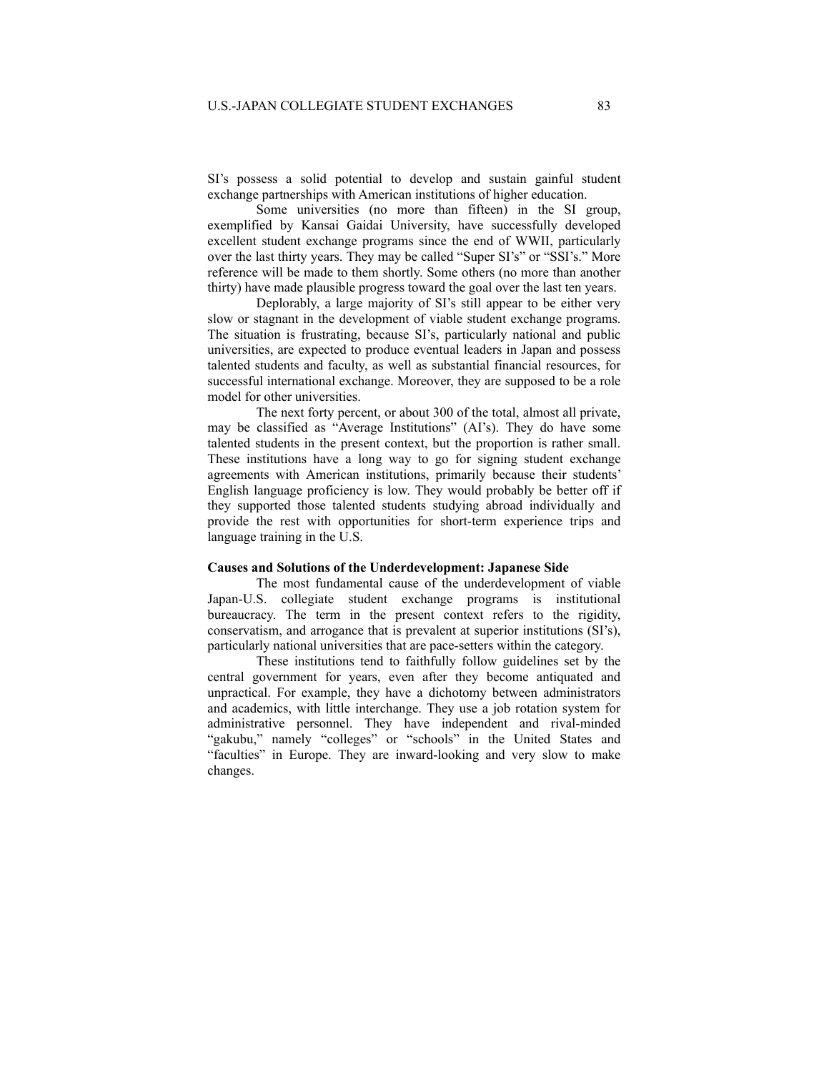SI's possess a solid potential to develop and sustain gainful student exchange partnerships with American institutions of higher education.

Some universities (no more than fifteen) in the SI group, exemplified by Kansai Gaidai University, have successfully developed excellent student exchange programs since the end of WWII, particularly over the last thirty years. They may be called "Super SI's" or "SSI's." More reference will be made to them shortly. Some others (no more than another thirty) have made plausible progress toward the goal over the last ten years.

Deplorably, a large majority of SI's still appear to be either very slow or stagnant in the development of viable student exchange programs. The situation is frustrating, because SI's, particularly national and public universities, are expected to produce eventual leaders in Japan and possess talented students and faculty, as well as substantial financial resources, for successful international exchange. Moreover, they are supposed to be a role model for other universities.

The next forty percent, or about 300 of the total, almost all private, may be classified as "Average Institutions" (AI's). They do have some talented students in the present context, but the proportion is rather small. These institutions have a long way to go for signing student exchange agreements with American institutions, primarily because their students' English language proficiency is low. They would probably be better off if they supported those talented students studying abroad individually and provide the rest with opportunities for short-term experience trips and language training in the U.S.

**Causes and Solutions of the Underdevelopment: Japanese Side**

The most fundamental cause of the underdevelopment of viable Japan-U.S. collegiate student exchange programs is institutional bureaucracy. The term in the present context refers to the rigidity, conservatism, and arrogance that is prevalent at superior institutions (SI's), particularly national universities that are pace-setters within the category.

These institutions tend to faithfully follow guidelines set by the central government for years, even after they become antiquated and unpractical. For example, they have a dichotomy between administrators and academics, with little interchange. They use a job rotation system for administrative personnel. They have independent and rival-minded "gakubu," namely "colleges" or "schools" in the United States and "faculties" in Europe. They are inward-looking and very slow to make changes.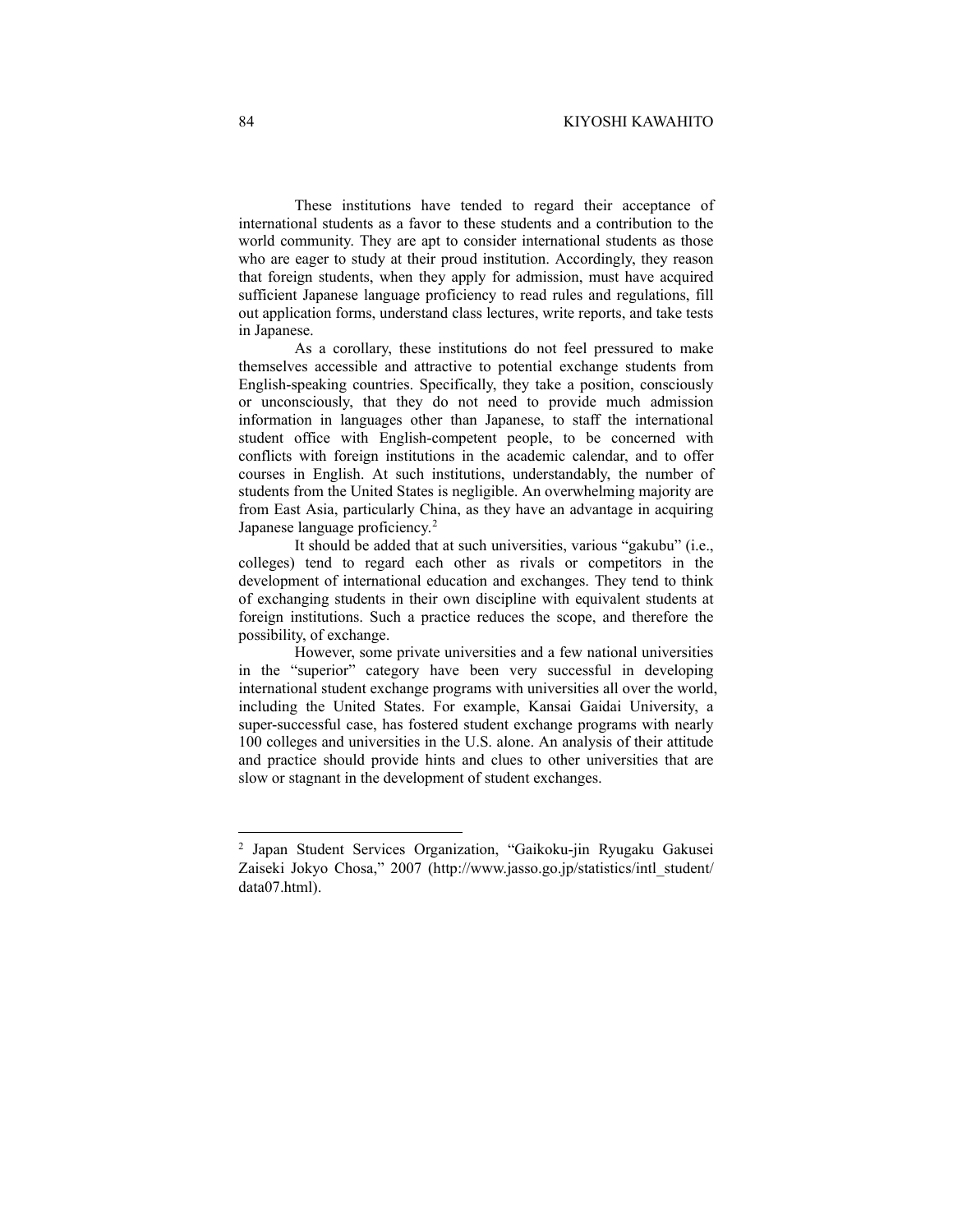These institutions have tended to regard their acceptance of international students as a favor to these students and a contribution to the world community. They are apt to consider international students as those who are eager to study at their proud institution. Accordingly, they reason that foreign students, when they apply for admission, must have acquired sufficient Japanese language proficiency to read rules and regulations, fill out application forms, understand class lectures, write reports, and take tests in Japanese.

As a corollary, these institutions do not feel pressured to make themselves accessible and attractive to potential exchange students from English-speaking countries. Specifically, they take a position, consciously or unconsciously, that they do not need to provide much admission information in languages other than Japanese, to staff the international student office with English-competent people, to be concerned with conflicts with foreign institutions in the academic calendar, and to offer courses in English. At such institutions, understandably, the number of students from the United States is negligible. An overwhelming majority are from East Asia, particularly China, as they have an advantage in acquiring Japanese language proficiency.[2]

It should be added that at such universities, various "gakubu" (i.e., colleges) tend to regard each other as rivals or competitors in the development of international education and exchanges. They tend to think of exchanging students in their own discipline with equivalent students at foreign institutions. Such a practice reduces the scope, and therefore the possibility, of exchange.

However, some private universities and a few national universities in the "superior" category have been very successful in developing international student exchange programs with universities all over the world, including the United States. For example, Kansai Gaidai University, a super-successful case, has fostered student exchange programs with nearly 100 colleges and universities in the U.S. alone. An analysis of their attitude and practice should provide hints and clues to other universities that are slow or stagnant in the development of student exchanges.

---

[2] Japan Student Services Organization, "Gaikoku-jin Ryugaku Gakusei Zaiseki Jokyo Chosa," 2007 (http://www.jasso.go.jp/statistics/intl_student/data07.html).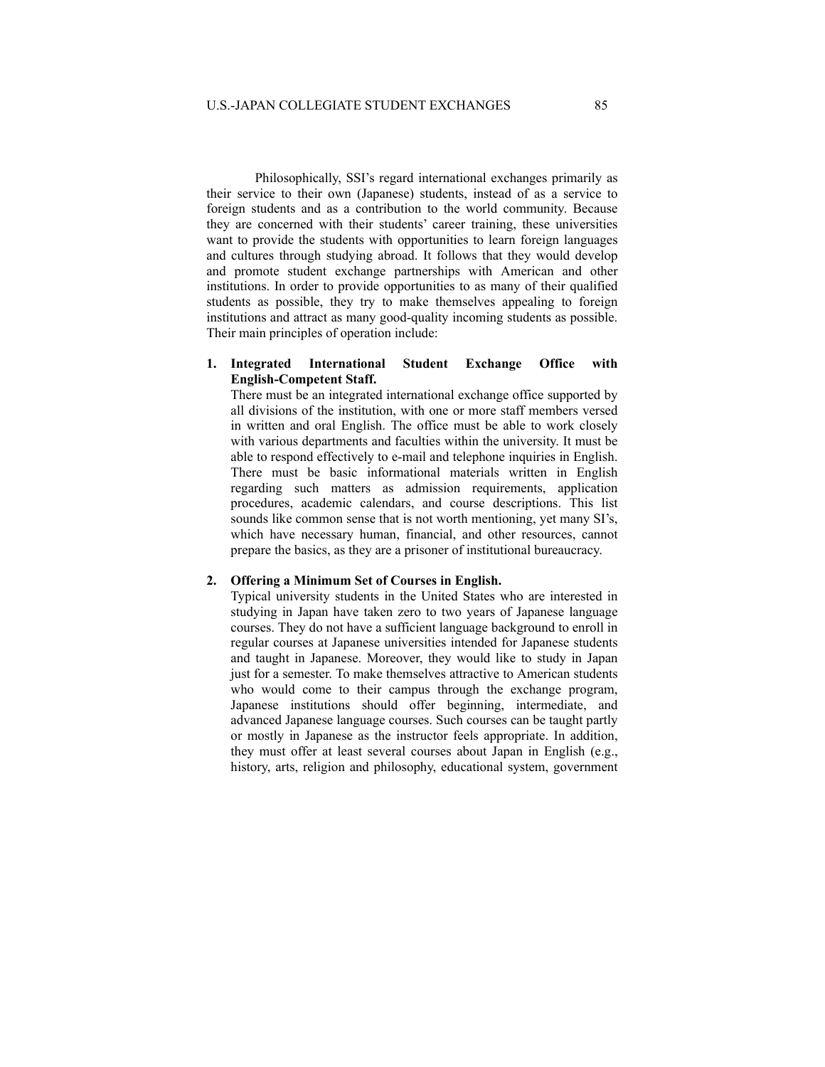Philosophically, SSI's regard international exchanges primarily as their service to their own (Japanese) students, instead of as a service to foreign students and as a contribution to the world community. Because they are concerned with their students' career training, these universities want to provide the students with opportunities to learn foreign languages and cultures through studying abroad. It follows that they would develop and promote student exchange partnerships with American and other institutions. In order to provide opportunities to as many of their qualified students as possible, they try to make themselves appealing to foreign institutions and attract as many good-quality incoming students as possible. Their main principles of operation include:

1. **Integrated International Student Exchange Office with English-Competent Staff.**
   There must be an integrated international exchange office supported by all divisions of the institution, with one or more staff members versed in written and oral English. The office must be able to work closely with various departments and faculties within the university. It must be able to respond effectively to e-mail and telephone inquiries in English. There must be basic informational materials written in English regarding such matters as admission requirements, application procedures, academic calendars, and course descriptions. This list sounds like common sense that is not worth mentioning, yet many SI's, which have necessary human, financial, and other resources, cannot prepare the basics, as they are a prisoner of institutional bureaucracy.

2. **Offering a Minimum Set of Courses in English.**
   Typical university students in the United States who are interested in studying in Japan have taken zero to two years of Japanese language courses. They do not have a sufficient language background to enroll in regular courses at Japanese universities intended for Japanese students and taught in Japanese. Moreover, they would like to study in Japan just for a semester. To make themselves attractive to American students who would come to their campus through the exchange program, Japanese institutions should offer beginning, intermediate, and advanced Japanese language courses. Such courses can be taught partly or mostly in Japanese as the instructor feels appropriate. In addition, they must offer at least several courses about Japan in English (e.g., history, arts, religion and philosophy, educational system, government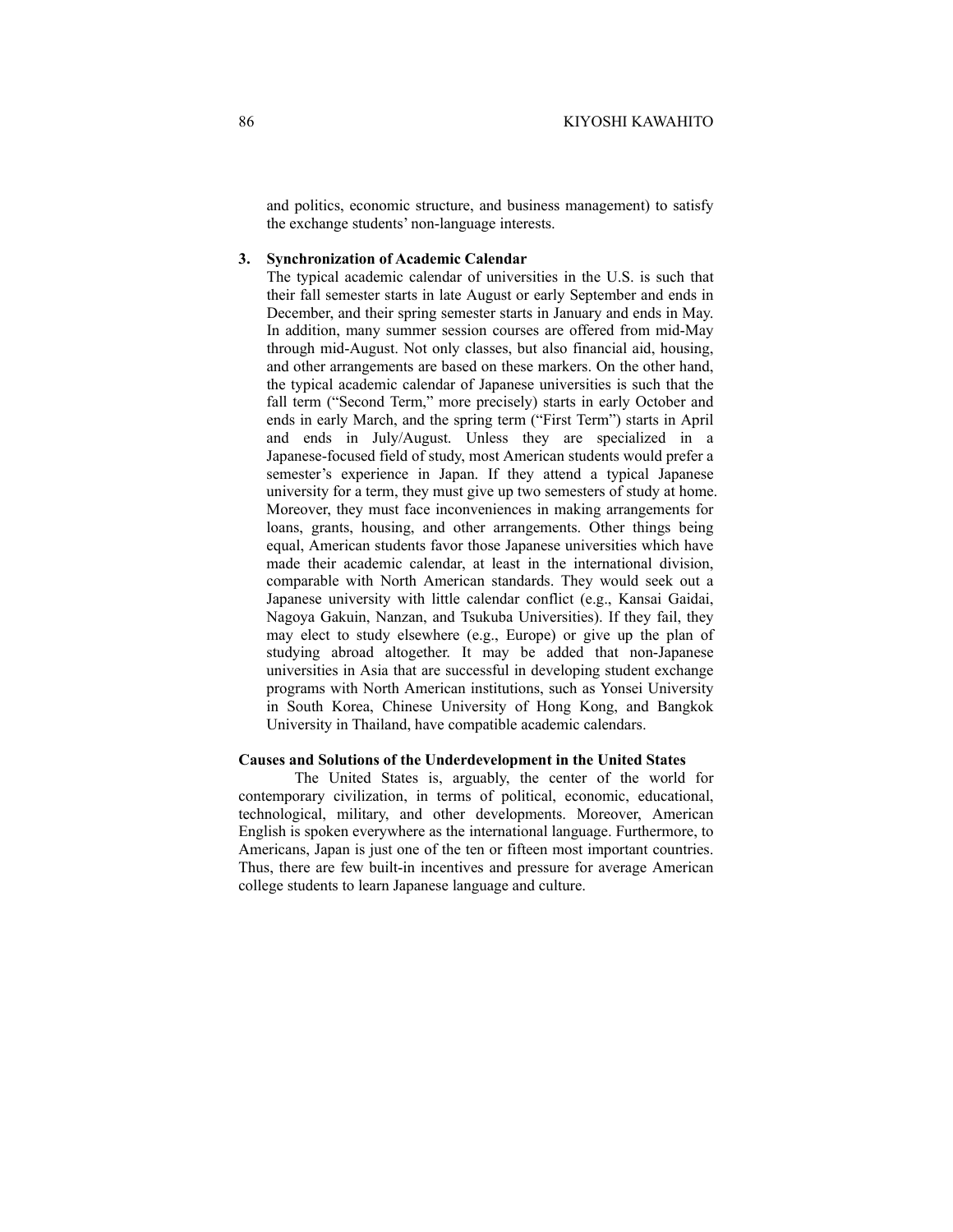and politics, economic structure, and business management) to satisfy the exchange students' non-language interests.

3. **Synchronization of Academic Calendar**

   The typical academic calendar of universities in the U.S. is such that their fall semester starts in late August or early September and ends in December, and their spring semester starts in January and ends in May. In addition, many summer session courses are offered from mid-May through mid-August. Not only classes, but also financial aid, housing, and other arrangements are based on these markers. On the other hand, the typical academic calendar of Japanese universities is such that the fall term ("Second Term," more precisely) starts in early October and ends in early March, and the spring term ("First Term") starts in April and ends in July/August. Unless they are specialized in a Japanese-focused field of study, most American students would prefer a semester's experience in Japan. If they attend a typical Japanese university for a term, they must give up two semesters of study at home. Moreover, they must face inconveniences in making arrangements for loans, grants, housing, and other arrangements. Other things being equal, American students favor those Japanese universities which have made their academic calendar, at least in the international division, comparable with North American standards. They would seek out a Japanese university with little calendar conflict (e.g., Kansai Gaidai, Nagoya Gakuin, Nanzan, and Tsukuba Universities). If they fail, they may elect to study elsewhere (e.g., Europe) or give up the plan of studying abroad altogether. It may be added that non-Japanese universities in Asia that are successful in developing student exchange programs with North American institutions, such as Yonsei University in South Korea, Chinese University of Hong Kong, and Bangkok University in Thailand, have compatible academic calendars.

**Causes and Solutions of the Underdevelopment in the United States**

The United States is, arguably, the center of the world for contemporary civilization, in terms of political, economic, educational, technological, military, and other developments. Moreover, American English is spoken everywhere as the international language. Furthermore, to Americans, Japan is just one of the ten or fifteen most important countries. Thus, there are few built-in incentives and pressure for average American college students to learn Japanese language and culture.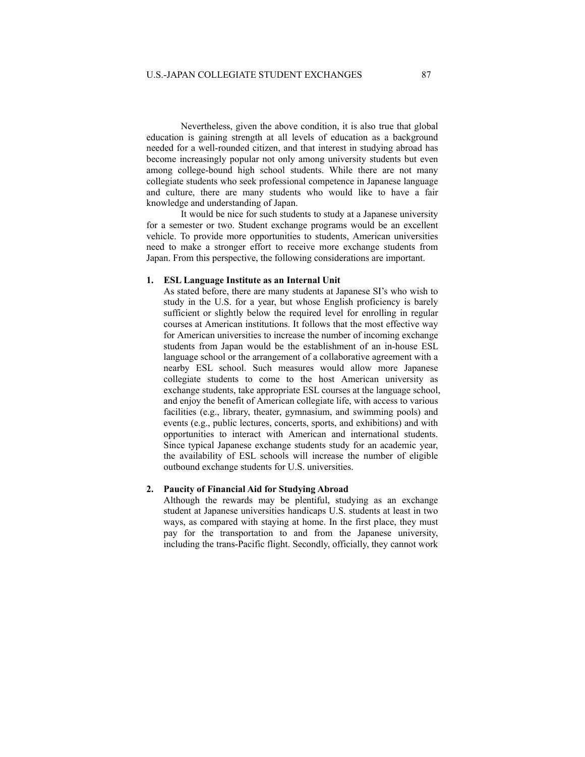Nevertheless, given the above condition, it is also true that global education is gaining strength at all levels of education as a background needed for a well-rounded citizen, and that interest in studying abroad has become increasingly popular not only among university students but even among college-bound high school students. While there are not many collegiate students who seek professional competence in Japanese language and culture, there are many students who would like to have a fair knowledge and understanding of Japan.

It would be nice for such students to study at a Japanese university for a semester or two. Student exchange programs would be an excellent vehicle. To provide more opportunities to students, American universities need to make a stronger effort to receive more exchange students from Japan. From this perspective, the following considerations are important.

1. **ESL Language Institute as an Internal Unit**
   As stated before, there are many students at Japanese SI's who wish to study in the U.S. for a year, but whose English proficiency is barely sufficient or slightly below the required level for enrolling in regular courses at American institutions. It follows that the most effective way for American universities to increase the number of incoming exchange students from Japan would be the establishment of an in-house ESL language school or the arrangement of a collaborative agreement with a nearby ESL school. Such measures would allow more Japanese collegiate students to come to the host American university as exchange students, take appropriate ESL courses at the language school, and enjoy the benefit of American collegiate life, with access to various facilities (e.g., library, theater, gymnasium, and swimming pools) and events (e.g., public lectures, concerts, sports, and exhibitions) and with opportunities to interact with American and international students. Since typical Japanese exchange students study for an academic year, the availability of ESL schools will increase the number of eligible outbound exchange students for U.S. universities.

2. **Paucity of Financial Aid for Studying Abroad**
   Although the rewards may be plentiful, studying as an exchange student at Japanese universities handicaps U.S. students at least in two ways, as compared with staying at home. In the first place, they must pay for the transportation to and from the Japanese university, including the trans-Pacific flight. Secondly, officially, they cannot work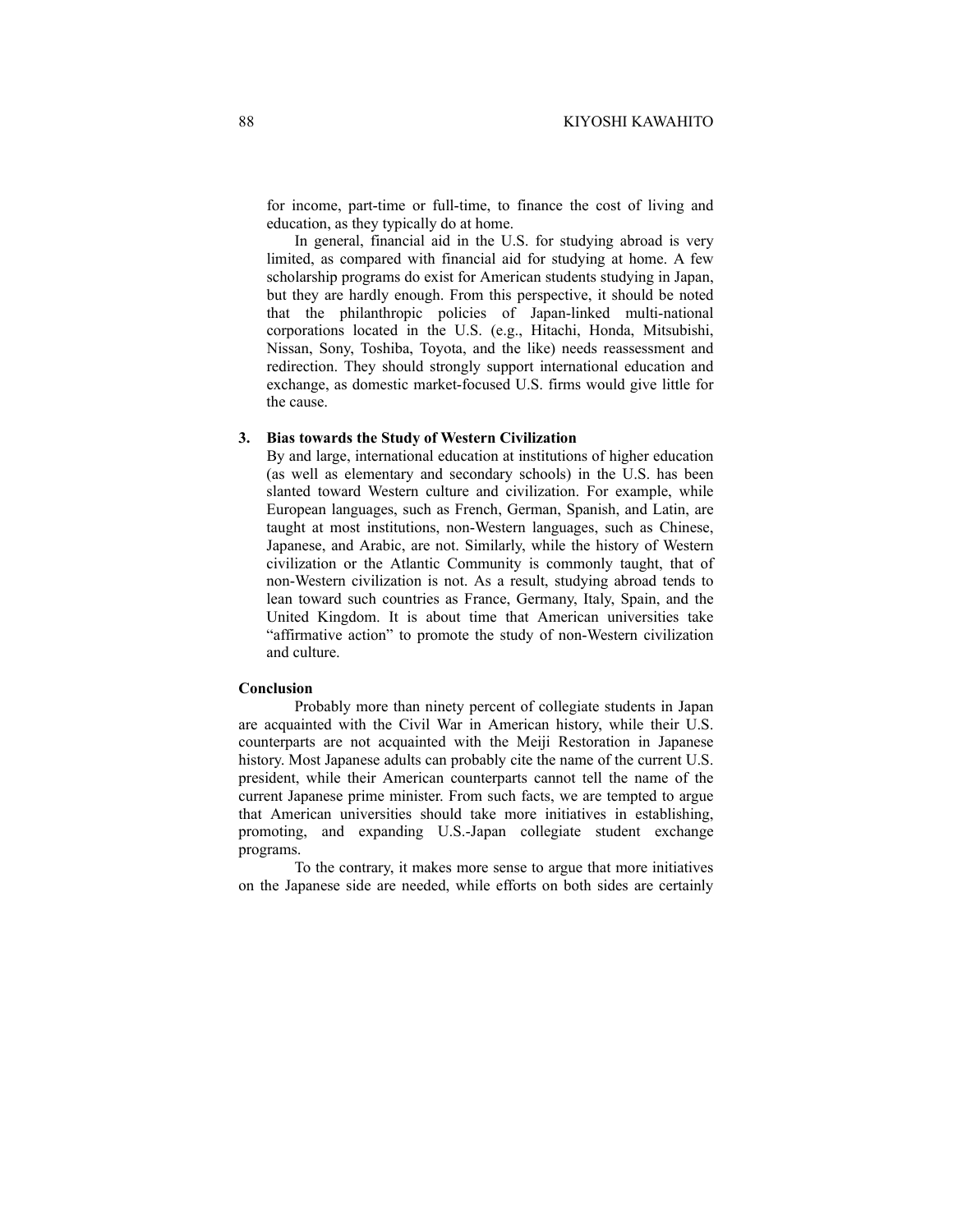for income, part-time or full-time, to finance the cost of living and education, as they typically do at home.

In general, financial aid in the U.S. for studying abroad is very limited, as compared with financial aid for studying at home. A few scholarship programs do exist for American students studying in Japan, but they are hardly enough. From this perspective, it should be noted that the philanthropic policies of Japan-linked multi-national corporations located in the U.S. (e.g., Hitachi, Honda, Mitsubishi, Nissan, Sony, Toshiba, Toyota, and the like) needs reassessment and redirection. They should strongly support international education and exchange, as domestic market-focused U.S. firms would give little for the cause.

### 3. Bias towards the Study of Western Civilization

By and large, international education at institutions of higher education (as well as elementary and secondary schools) in the U.S. has been slanted toward Western culture and civilization. For example, while European languages, such as French, German, Spanish, and Latin, are taught at most institutions, non-Western languages, such as Chinese, Japanese, and Arabic, are not. Similarly, while the history of Western civilization or the Atlantic Community is commonly taught, that of non-Western civilization is not. As a result, studying abroad tends to lean toward such countries as France, Germany, Italy, Spain, and the United Kingdom. It is about time that American universities take "affirmative action" to promote the study of non-Western civilization and culture.

## Conclusion

Probably more than ninety percent of collegiate students in Japan are acquainted with the Civil War in American history, while their U.S. counterparts are not acquainted with the Meiji Restoration in Japanese history. Most Japanese adults can probably cite the name of the current U.S. president, while their American counterparts cannot tell the name of the current Japanese prime minister. From such facts, we are tempted to argue that American universities should take more initiatives in establishing, promoting, and expanding U.S.-Japan collegiate student exchange programs.

To the contrary, it makes more sense to argue that more initiatives on the Japanese side are needed, while efforts on both sides are certainly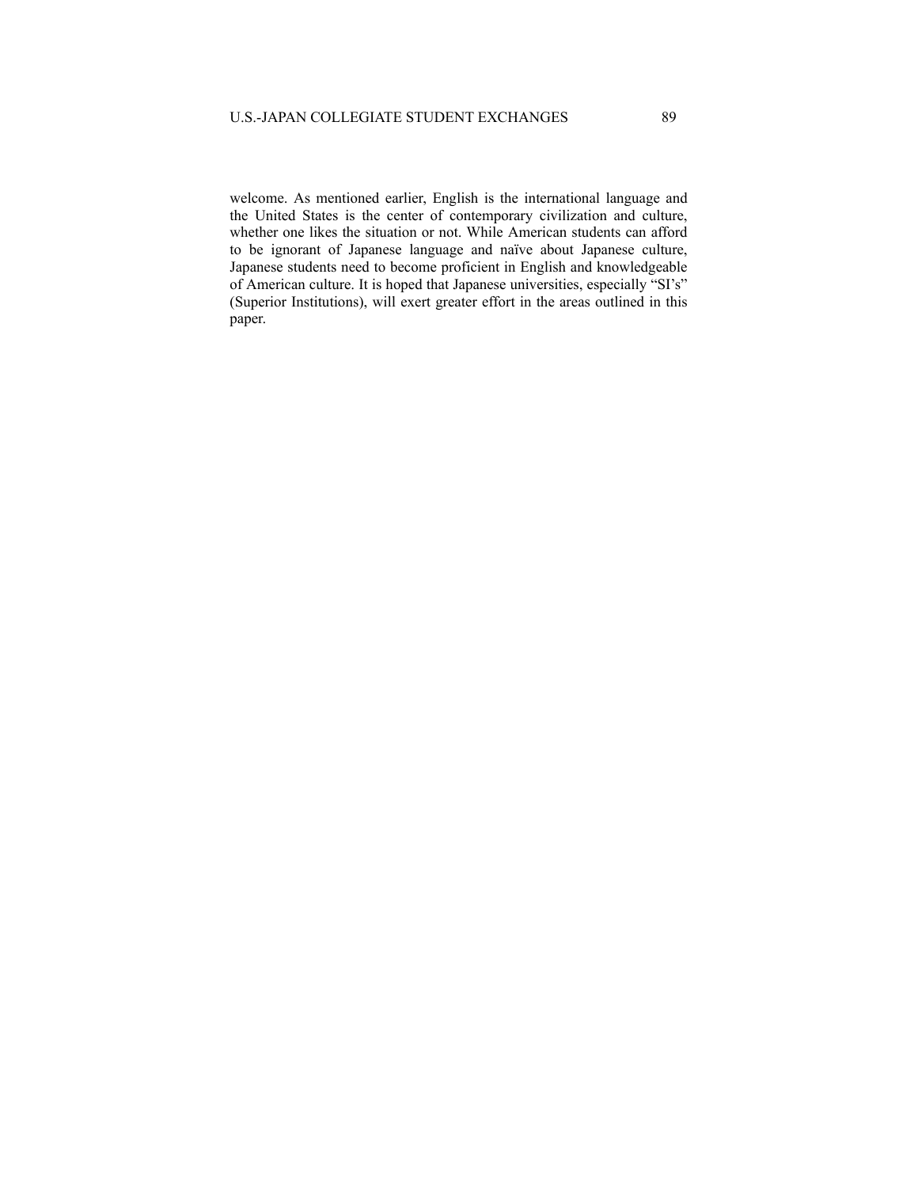welcome. As mentioned earlier, English is the international language and the United States is the center of contemporary civilization and culture, whether one likes the situation or not. While American students can afford to be ignorant of Japanese language and naïve about Japanese culture, Japanese students need to become proficient in English and knowledgeable of American culture. It is hoped that Japanese universities, especially "SI's" (Superior Institutions), will exert greater effort in the areas outlined in this paper.